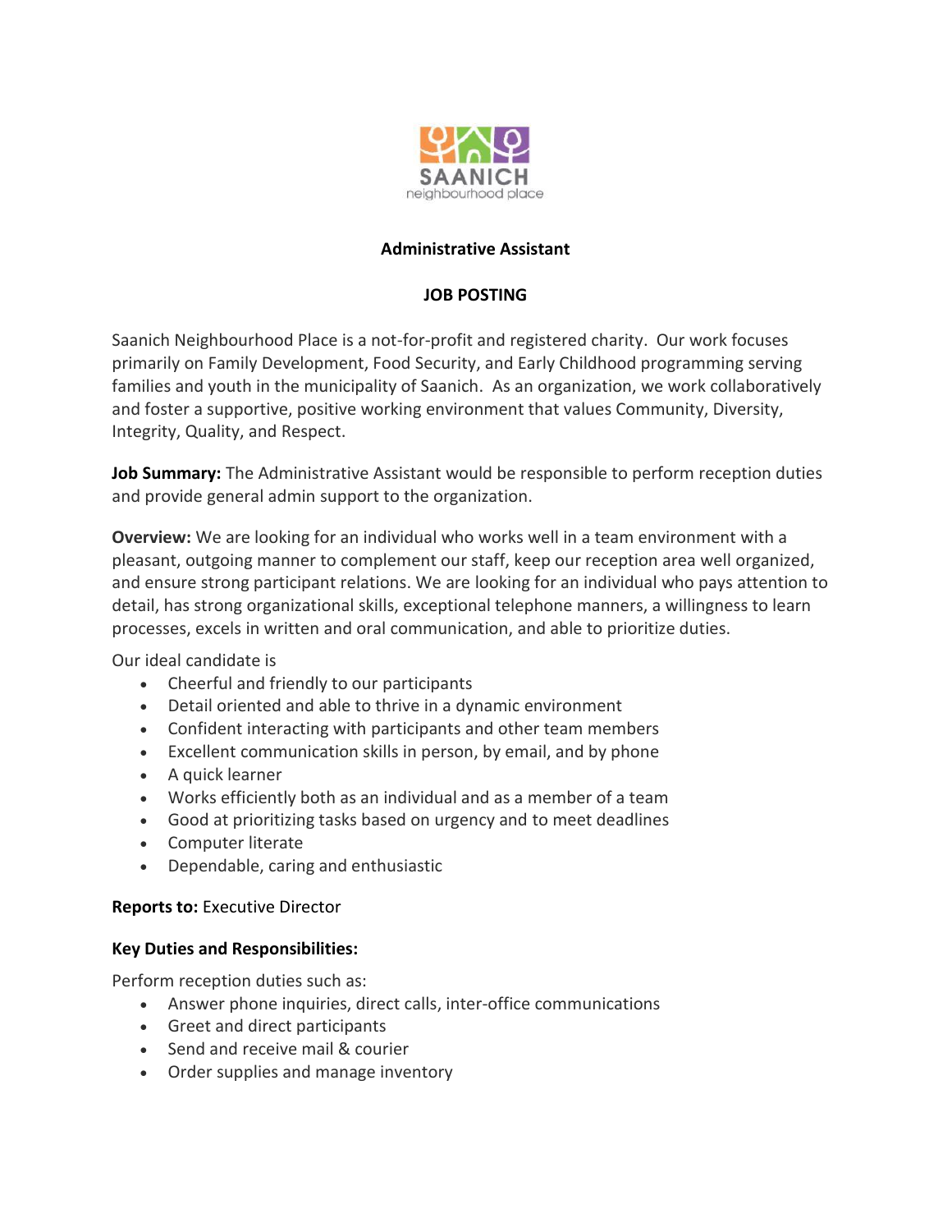SAANICH
neighbourhood place

# Administrative Assistant

## JOB POSTING

Saanich Neighbourhood Place is a not-for-profit and registered charity. Our work focuses primarily on Family Development, Food Security, and Early Childhood programming serving families and youth in the municipality of Saanich. As an organization, we work collaboratively and foster a supportive, positive working environment that values Community, Diversity, Integrity, Quality, and Respect.

**Job Summary:** The Administrative Assistant would be responsible to perform reception duties and provide general admin support to the organization.

**Overview:** We are looking for an individual who works well in a team environment with a pleasant, outgoing manner to complement our staff, keep our reception area well organized, and ensure strong participant relations. We are looking for an individual who pays attention to detail, has strong organizational skills, exceptional telephone manners, a willingness to learn processes, excels in written and oral communication, and able to prioritize duties.

Our ideal candidate is

- Cheerful and friendly to our participants
- Detail oriented and able to thrive in a dynamic environment
- Confident interacting with participants and other team members
- Excellent communication skills in person, by email, and by phone
- A quick learner
- Works efficiently both as an individual and as a member of a team
- Good at prioritizing tasks based on urgency and to meet deadlines
- Computer literate
- Dependable, caring and enthusiastic

**Reports to:** Executive Director

**Key Duties and Responsibilities:**

Perform reception duties such as:

- Answer phone inquiries, direct calls, inter-office communications
- Greet and direct participants
- Send and receive mail & courier
- Order supplies and manage inventory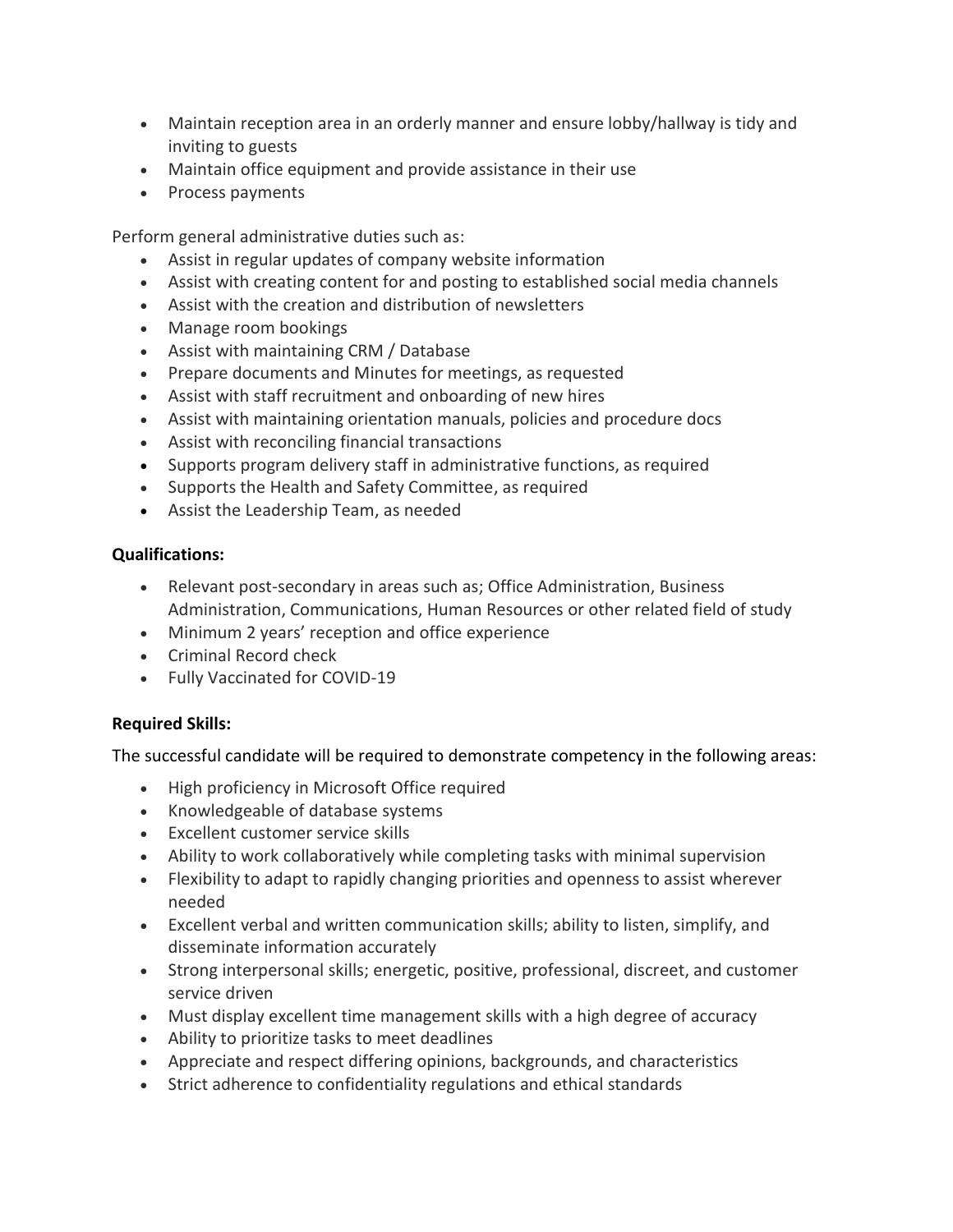- Maintain reception area in an orderly manner and ensure lobby/hallway is tidy and inviting to guests
- Maintain office equipment and provide assistance in their use
- Process payments

Perform general administrative duties such as:

- Assist in regular updates of company website information
- Assist with creating content for and posting to established social media channels
- Assist with the creation and distribution of newsletters
- Manage room bookings
- Assist with maintaining CRM / Database
- Prepare documents and Minutes for meetings, as requested
- Assist with staff recruitment and onboarding of new hires
- Assist with maintaining orientation manuals, policies and procedure docs
- Assist with reconciling financial transactions
- Supports program delivery staff in administrative functions, as required
- Supports the Health and Safety Committee, as required
- Assist the Leadership Team, as needed

**Qualifications:**

- Relevant post-secondary in areas such as; Office Administration, Business Administration, Communications, Human Resources or other related field of study
- Minimum 2 years' reception and office experience
- Criminal Record check
- Fully Vaccinated for COVID-19

**Required Skills:**

The successful candidate will be required to demonstrate competency in the following areas:

- High proficiency in Microsoft Office required
- Knowledgeable of database systems
- Excellent customer service skills
- Ability to work collaboratively while completing tasks with minimal supervision
- Flexibility to adapt to rapidly changing priorities and openness to assist wherever needed
- Excellent verbal and written communication skills; ability to listen, simplify, and disseminate information accurately
- Strong interpersonal skills; energetic, positive, professional, discreet, and customer service driven
- Must display excellent time management skills with a high degree of accuracy
- Ability to prioritize tasks to meet deadlines
- Appreciate and respect differing opinions, backgrounds, and characteristics
- Strict adherence to confidentiality regulations and ethical standards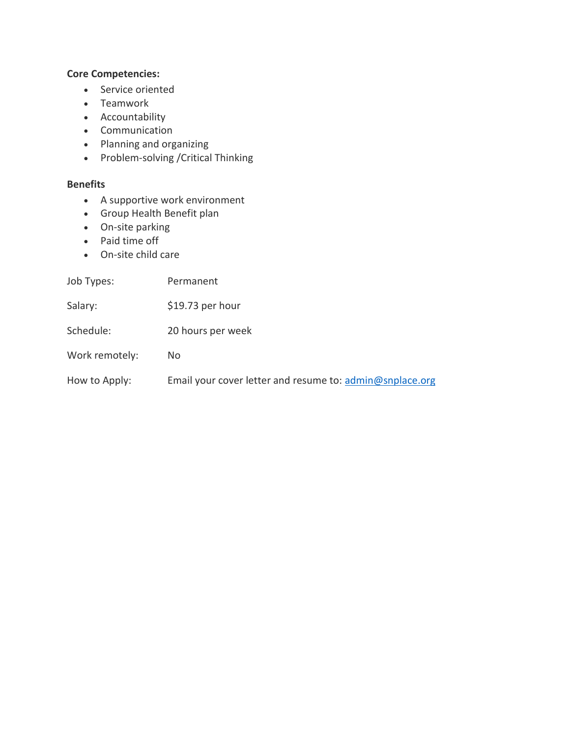**Core Competencies:**

- Service oriented
- Teamwork
- Accountability
- Communication
- Planning and organizing
- Problem-solving /Critical Thinking

**Benefits**

- A supportive work environment
- Group Health Benefit plan
- On-site parking
- Paid time off
- On-site child care

| | |
|---|---|
| Job Types: | Permanent |
| Salary: | $19.73 per hour |
| Schedule: | 20 hours per week |
| Work remotely: | No |
| How to Apply: | Email your cover letter and resume to: admin@snplace.org |